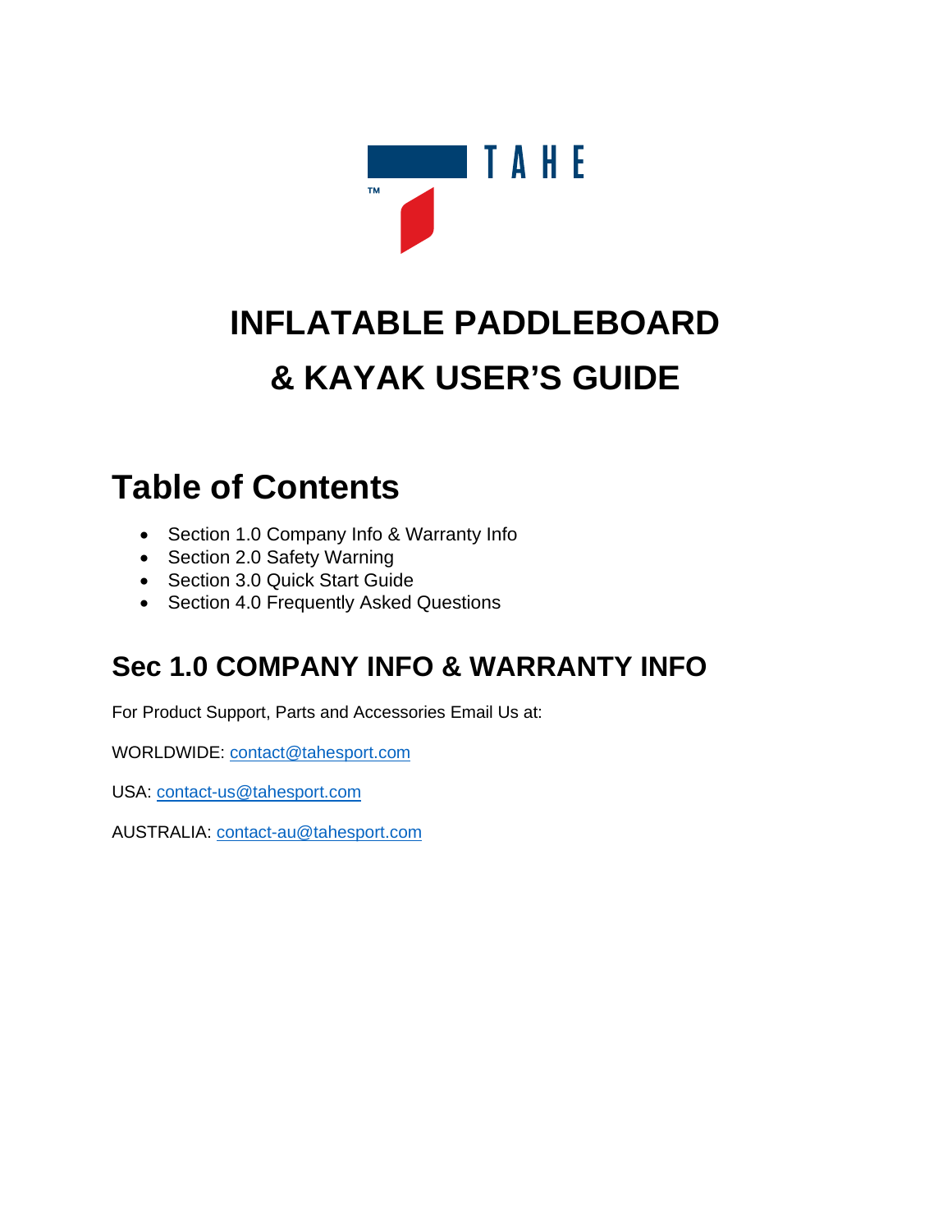TAHE™

# INFLATABLE PADDLEBOARD & KAYAK USER'S GUIDE

## Table of Contents

- Section 1.0 Company Info & Warranty Info
- Section 2.0 Safety Warning
- Section 3.0 Quick Start Guide
- Section 4.0 Frequently Asked Questions

## Sec 1.0 COMPANY INFO & WARRANTY INFO

For Product Support, Parts and Accessories Email Us at:

WORLDWIDE: contact@tahesport.com

USA: contact-us@tahesport.com

AUSTRALIA: contact-au@tahesport.com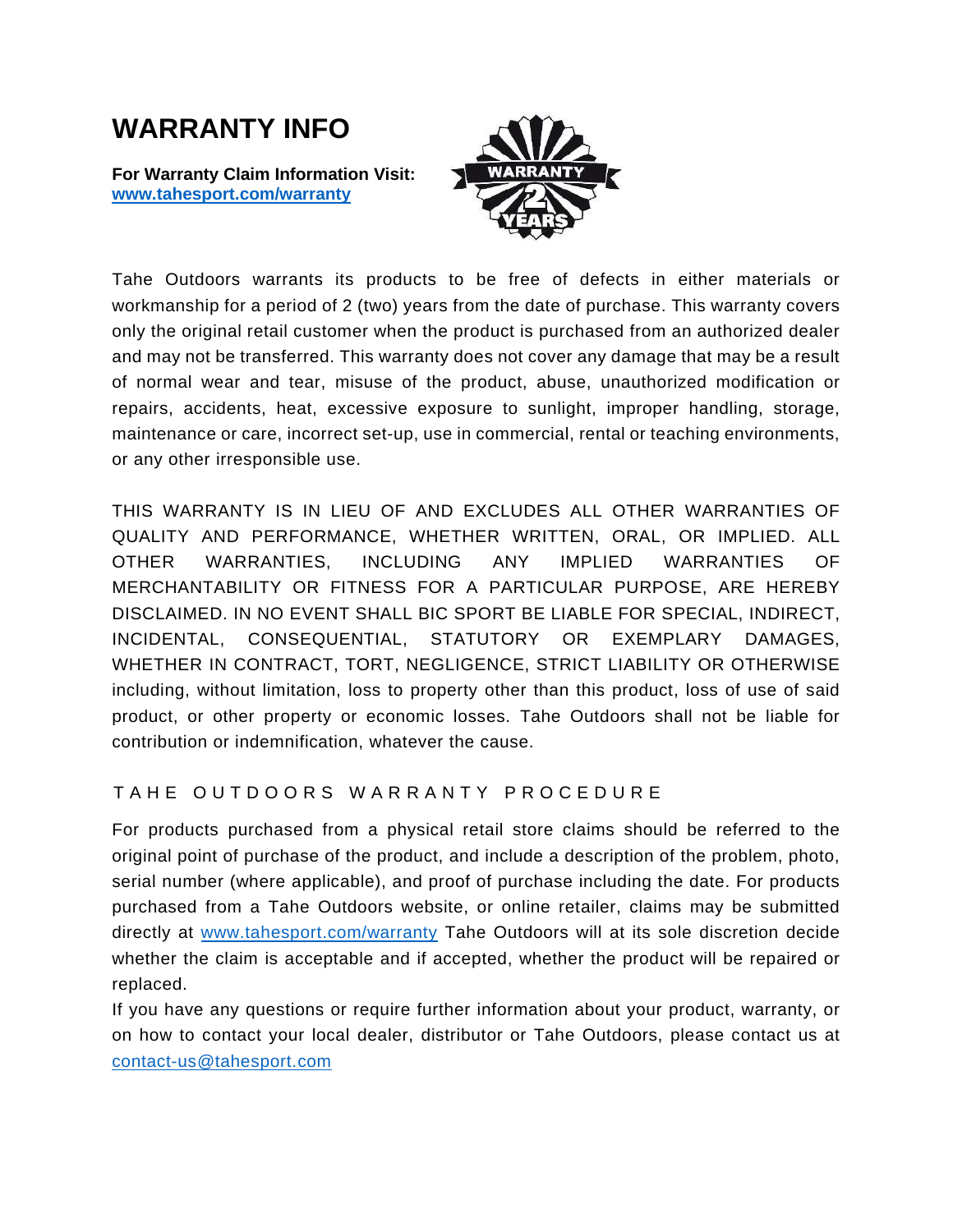# WARRANTY INFO

**For Warranty Claim Information Visit:**
**www.tahesport.com/warranty**

Tahe Outdoors warrants its products to be free of defects in either materials or workmanship for a period of 2 (two) years from the date of purchase. This warranty covers only the original retail customer when the product is purchased from an authorized dealer and may not be transferred. This warranty does not cover any damage that may be a result of normal wear and tear, misuse of the product, abuse, unauthorized modification or repairs, accidents, heat, excessive exposure to sunlight, improper handling, storage, maintenance or care, incorrect set-up, use in commercial, rental or teaching environments, or any other irresponsible use.

THIS WARRANTY IS IN LIEU OF AND EXCLUDES ALL OTHER WARRANTIES OF QUALITY AND PERFORMANCE, WHETHER WRITTEN, ORAL, OR IMPLIED. ALL OTHER WARRANTIES, INCLUDING ANY IMPLIED WARRANTIES OF MERCHANTABILITY OR FITNESS FOR A PARTICULAR PURPOSE, ARE HEREBY DISCLAIMED. IN NO EVENT SHALL BIC SPORT BE LIABLE FOR SPECIAL, INDIRECT, INCIDENTAL, CONSEQUENTIAL, STATUTORY OR EXEMPLARY DAMAGES, WHETHER IN CONTRACT, TORT, NEGLIGENCE, STRICT LIABILITY OR OTHERWISE including, without limitation, loss to property other than this product, loss of use of said product, or other property or economic losses. Tahe Outdoors shall not be liable for contribution or indemnification, whatever the cause.

## TAHE OUTDOORS WARRANTY PROCEDURE

For products purchased from a physical retail store claims should be referred to the original point of purchase of the product, and include a description of the problem, photo, serial number (where applicable), and proof of purchase including the date. For products purchased from a Tahe Outdoors website, or online retailer, claims may be submitted directly at www.tahesport.com/warranty Tahe Outdoors will at its sole discretion decide whether the claim is acceptable and if accepted, whether the product will be repaired or replaced.

If you have any questions or require further information about your product, warranty, or on how to contact your local dealer, distributor or Tahe Outdoors, please contact us at contact-us@tahesport.com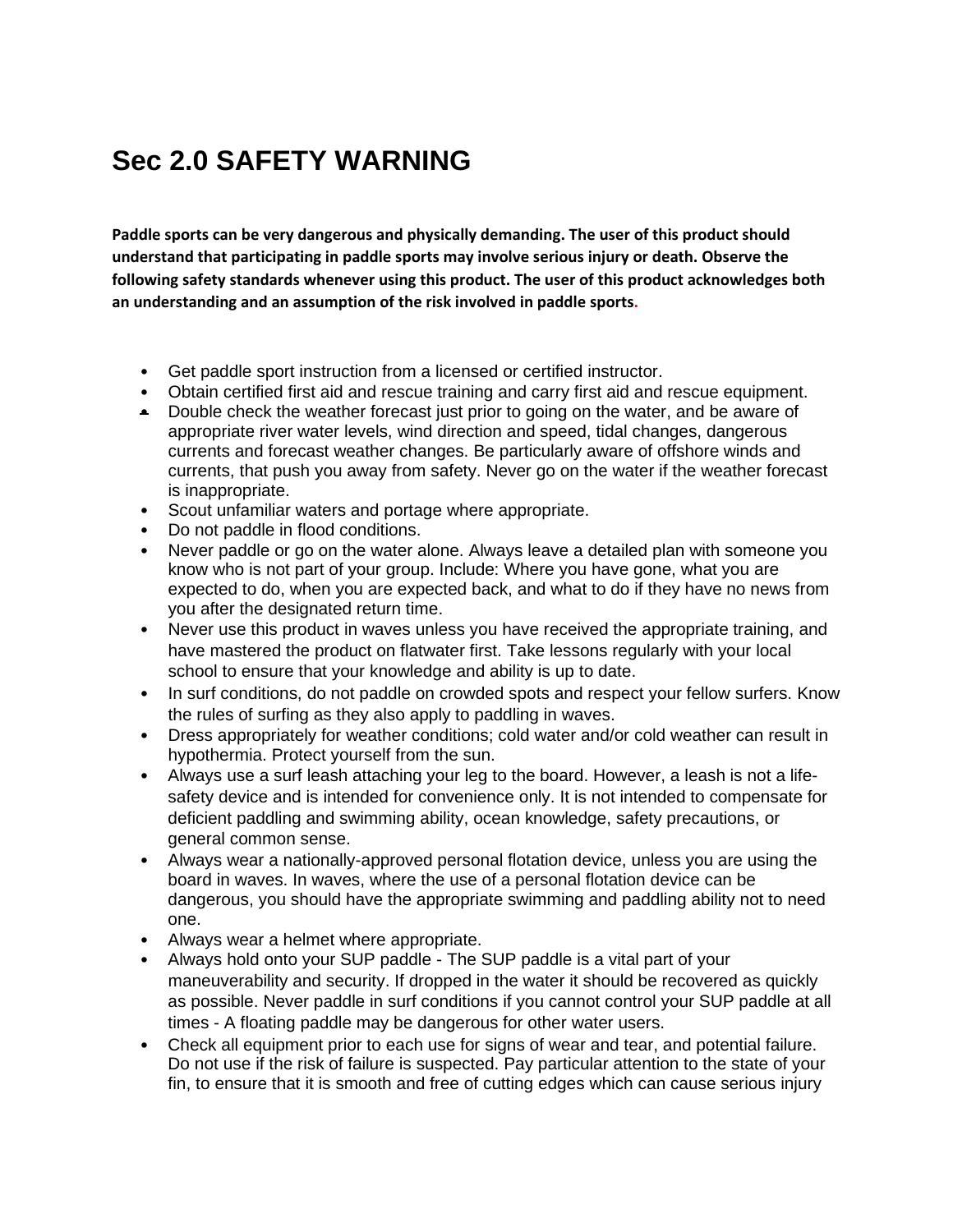# Sec 2.0 SAFETY WARNING

**Paddle sports can be very dangerous and physically demanding. The user of this product should understand that participating in paddle sports may involve serious injury or death. Observe the following safety standards whenever using this product. The user of this product acknowledges both an understanding and an assumption of the risk involved in paddle sports.**

- Get paddle sport instruction from a licensed or certified instructor.
- Obtain certified first aid and rescue training and carry first aid and rescue equipment.
- Double check the weather forecast just prior to going on the water, and be aware of appropriate river water levels, wind direction and speed, tidal changes, dangerous currents and forecast weather changes. Be particularly aware of offshore winds and currents, that push you away from safety. Never go on the water if the weather forecast is inappropriate.
- Scout unfamiliar waters and portage where appropriate.
- Do not paddle in flood conditions.
- Never paddle or go on the water alone. Always leave a detailed plan with someone you know who is not part of your group. Include: Where you have gone, what you are expected to do, when you are expected back, and what to do if they have no news from you after the designated return time.
- Never use this product in waves unless you have received the appropriate training, and have mastered the product on flatwater first. Take lessons regularly with your local school to ensure that your knowledge and ability is up to date.
- In surf conditions, do not paddle on crowded spots and respect your fellow surfers. Know the rules of surfing as they also apply to paddling in waves.
- Dress appropriately for weather conditions; cold water and/or cold weather can result in hypothermia. Protect yourself from the sun.
- Always use a surf leash attaching your leg to the board. However, a leash is not a life-safety device and is intended for convenience only. It is not intended to compensate for deficient paddling and swimming ability, ocean knowledge, safety precautions, or general common sense.
- Always wear a nationally-approved personal flotation device, unless you are using the board in waves. In waves, where the use of a personal flotation device can be dangerous, you should have the appropriate swimming and paddling ability not to need one.
- Always wear a helmet where appropriate.
- Always hold onto your SUP paddle - The SUP paddle is a vital part of your maneuverability and security. If dropped in the water it should be recovered as quickly as possible. Never paddle in surf conditions if you cannot control your SUP paddle at all times - A floating paddle may be dangerous for other water users.
- Check all equipment prior to each use for signs of wear and tear, and potential failure. Do not use if the risk of failure is suspected. Pay particular attention to the state of your fin, to ensure that it is smooth and free of cutting edges which can cause serious injury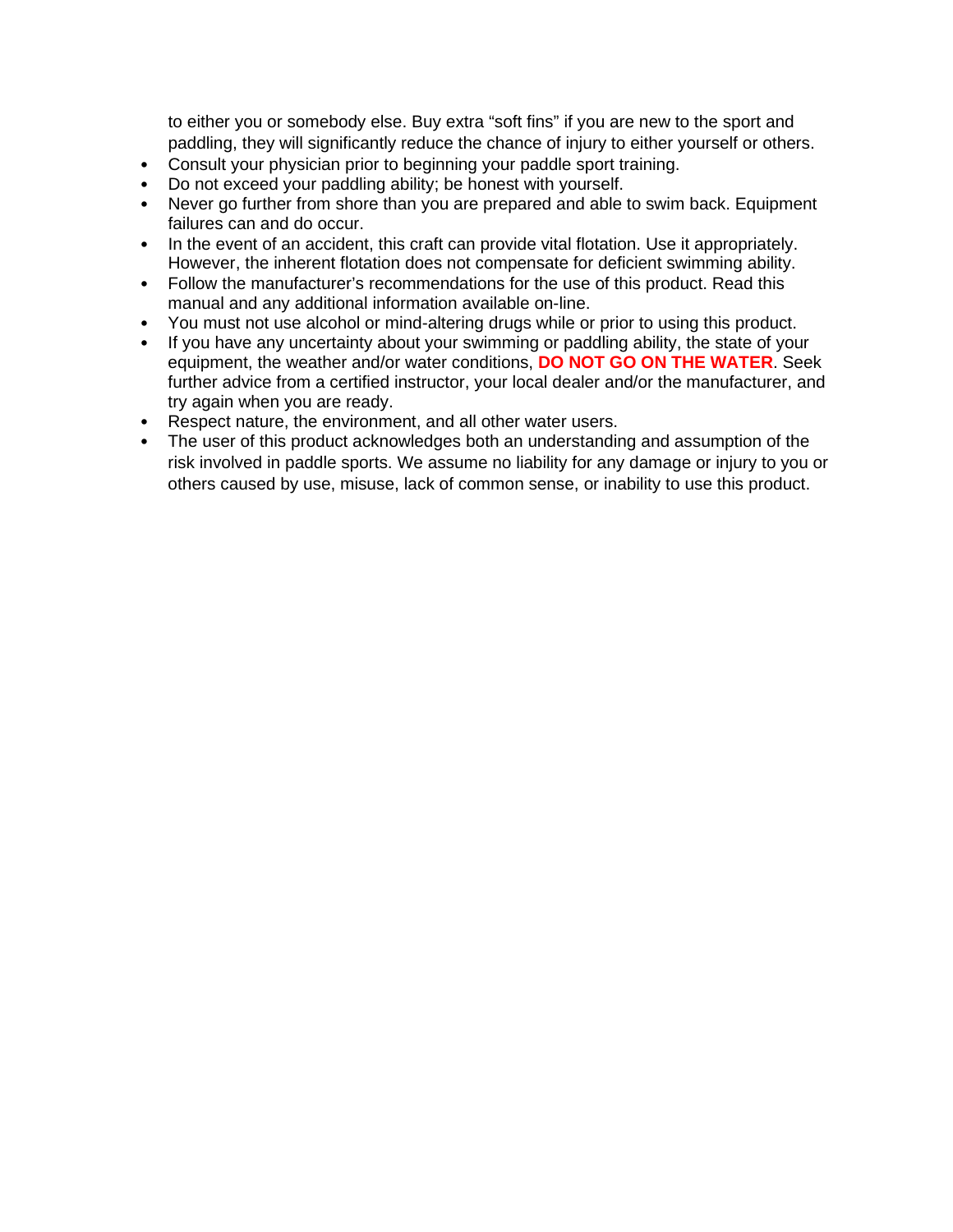to either you or somebody else. Buy extra “soft fins” if you are new to the sport and paddling, they will significantly reduce the chance of injury to either yourself or others.

- Consult your physician prior to beginning your paddle sport training.
- Do not exceed your paddling ability; be honest with yourself.
- Never go further from shore than you are prepared and able to swim back. Equipment failures can and do occur.
- In the event of an accident, this craft can provide vital flotation. Use it appropriately. However, the inherent flotation does not compensate for deficient swimming ability.
- Follow the manufacturer’s recommendations for the use of this product. Read this manual and any additional information available on-line.
- You must not use alcohol or mind-altering drugs while or prior to using this product.
- If you have any uncertainty about your swimming or paddling ability, the state of your equipment, the weather and/or water conditions, **DO NOT GO ON THE WATER**. Seek further advice from a certified instructor, your local dealer and/or the manufacturer, and try again when you are ready.
- Respect nature, the environment, and all other water users.
- The user of this product acknowledges both an understanding and assumption of the risk involved in paddle sports. We assume no liability for any damage or injury to you or others caused by use, misuse, lack of common sense, or inability to use this product.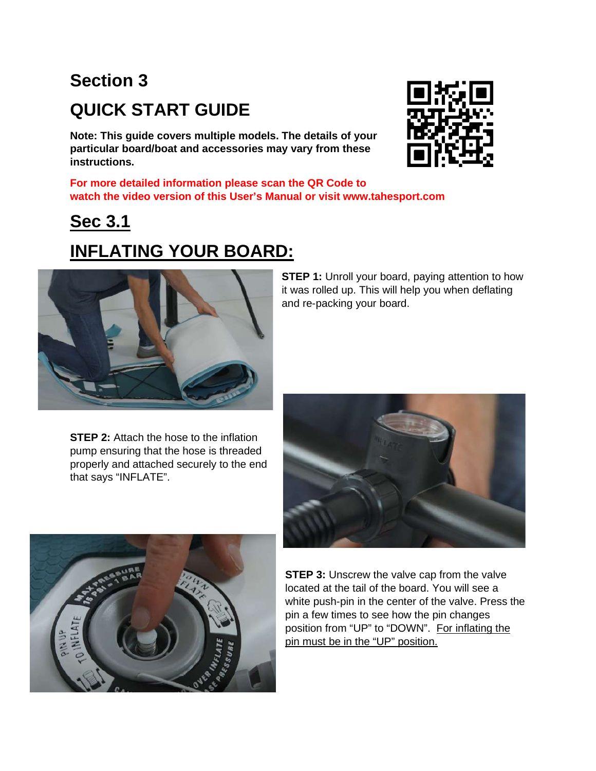# Section 3

# QUICK START GUIDE

**Note: This guide covers multiple models. The details of your particular board/boat and accessories may vary from these instructions.**

**For more detailed information please scan the QR Code to watch the video version of this User's Manual or visit www.tahesport.com**

## Sec 3.1

## INFLATING YOUR BOARD:

**STEP 1:** Unroll your board, paying attention to how it was rolled up. This will help you when deflating and re-packing your board.

**STEP 2:** Attach the hose to the inflation pump ensuring that the hose is threaded properly and attached securely to the end that says "INFLATE".

**STEP 3:** Unscrew the valve cap from the valve located at the tail of the board. You will see a white push-pin in the center of the valve. Press the pin a few times to see how the pin changes position from "UP" to "DOWN". For inflating the pin must be in the "UP" position.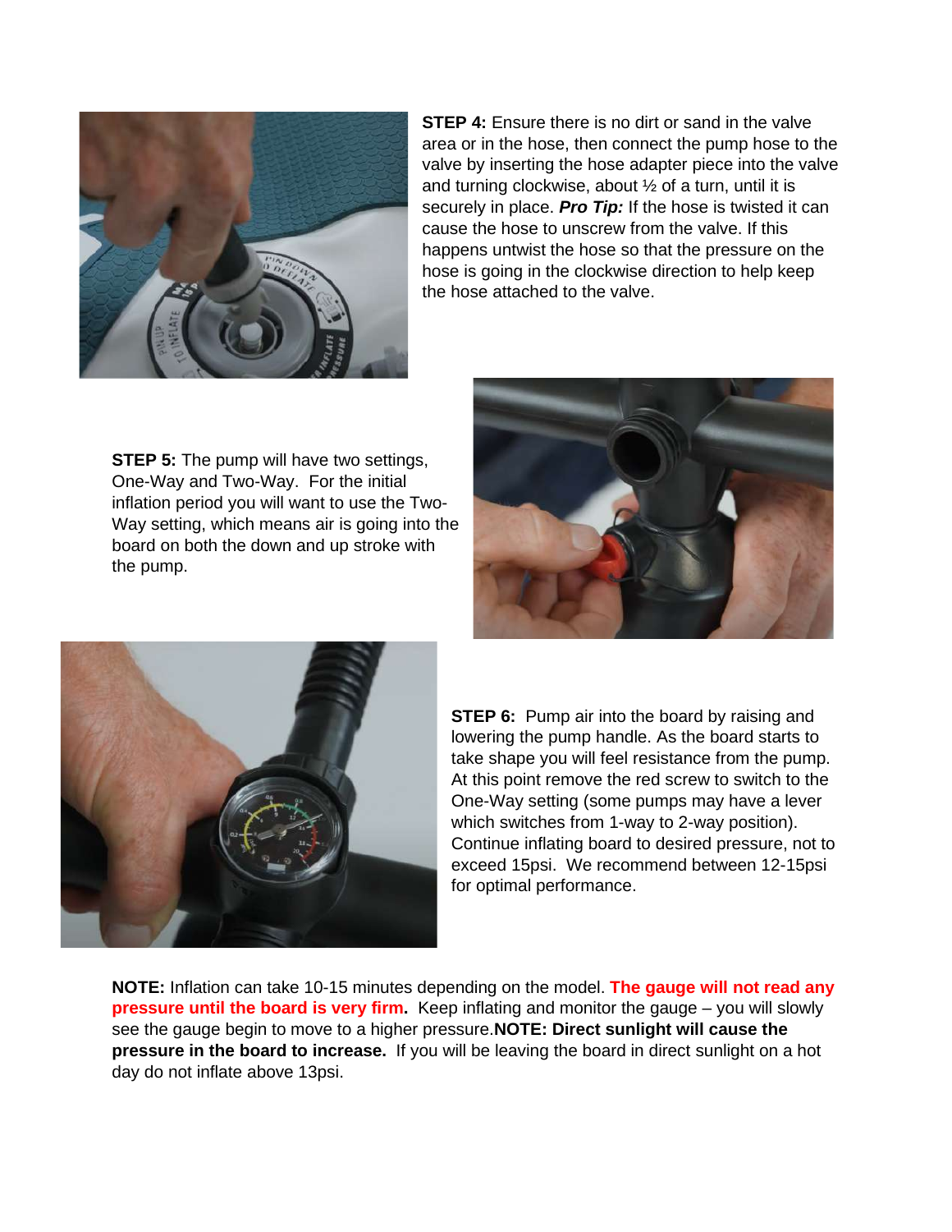**STEP 4:** Ensure there is no dirt or sand in the valve area or in the hose, then connect the pump hose to the valve by inserting the hose adapter piece into the valve and turning clockwise, about ½ of a turn, until it is securely in place. ***Pro Tip:*** If the hose is twisted it can cause the hose to unscrew from the valve. If this happens untwist the hose so that the pressure on the hose is going in the clockwise direction to help keep the hose attached to the valve.

**STEP 5:** The pump will have two settings, One-Way and Two-Way. For the initial inflation period you will want to use the Two-Way setting, which means air is going into the board on both the down and up stroke with the pump.

**STEP 6:** Pump air into the board by raising and lowering the pump handle. As the board starts to take shape you will feel resistance from the pump. At this point remove the red screw to switch to the One-Way setting (some pumps may have a lever which switches from 1-way to 2-way position). Continue inflating board to desired pressure, not to exceed 15psi. We recommend between 12-15psi for optimal performance.

**NOTE:** Inflation can take 10-15 minutes depending on the model. **The gauge will not read any pressure until the board is very firm.** Keep inflating and monitor the gauge – you will slowly see the gauge begin to move to a higher pressure.**NOTE: Direct sunlight will cause the pressure in the board to increase.** If you will be leaving the board in direct sunlight on a hot day do not inflate above 13psi.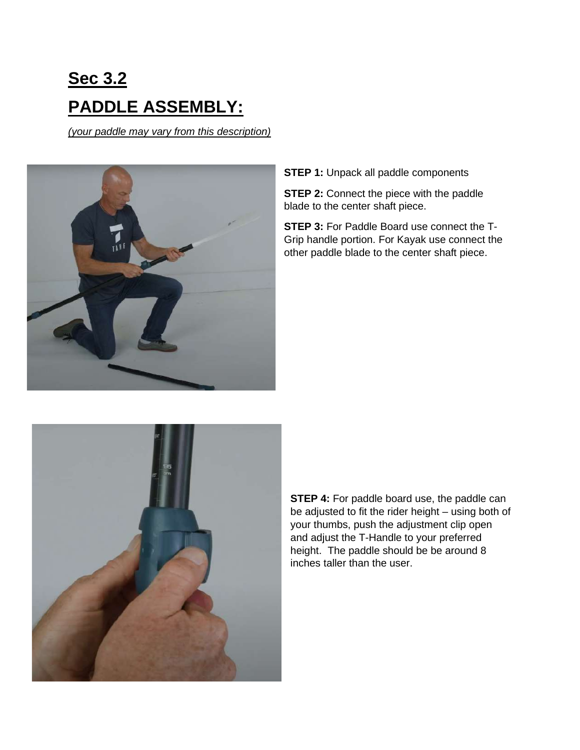## Sec 3.2

# PADDLE ASSEMBLY:

*(your paddle may vary from this description)*

**STEP 1:** Unpack all paddle components

**STEP 2:** Connect the piece with the paddle blade to the center shaft piece.

**STEP 3:** For Paddle Board use connect the T-Grip handle portion. For Kayak use connect the other paddle blade to the center shaft piece.

**STEP 4:** For paddle board use, the paddle can be adjusted to fit the rider height – using both of your thumbs, push the adjustment clip open and adjust the T-Handle to your preferred height. The paddle should be be around 8 inches taller than the user.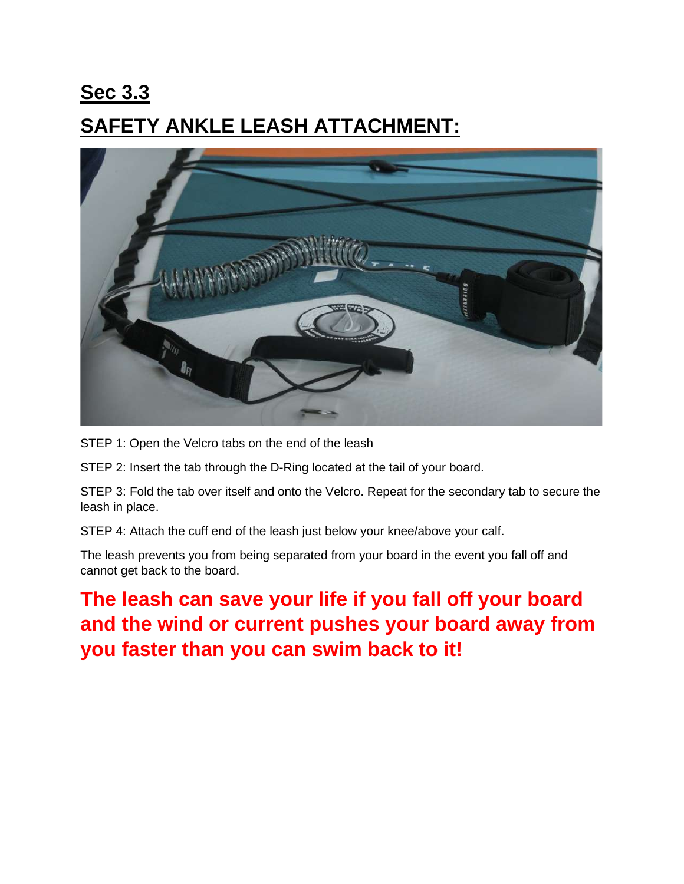## Sec 3.3

## SAFETY ANKLE LEASH ATTACHMENT:

STEP 1: Open the Velcro tabs on the end of the leash

STEP 2: Insert the tab through the D-Ring located at the tail of your board.

STEP 3: Fold the tab over itself and onto the Velcro. Repeat for the secondary tab to secure the leash in place.

STEP 4: Attach the cuff end of the leash just below your knee/above your calf.

The leash prevents you from being separated from your board in the event you fall off and cannot get back to the board.

**The leash can save your life if you fall off your board and the wind or current pushes your board away from you faster than you can swim back to it!**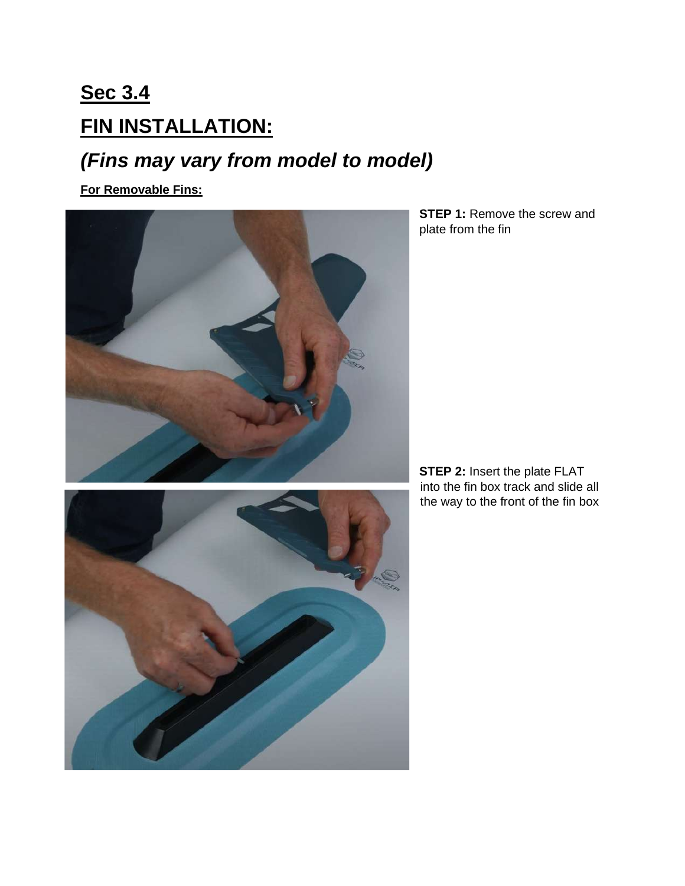## Sec 3.4

## FIN INSTALLATION:

## *(Fins may vary from model to model)*

**For Removable Fins:**

**STEP 1:** Remove the screw and plate from the fin

**STEP 2:** Insert the plate FLAT into the fin box track and slide all the way to the front of the fin box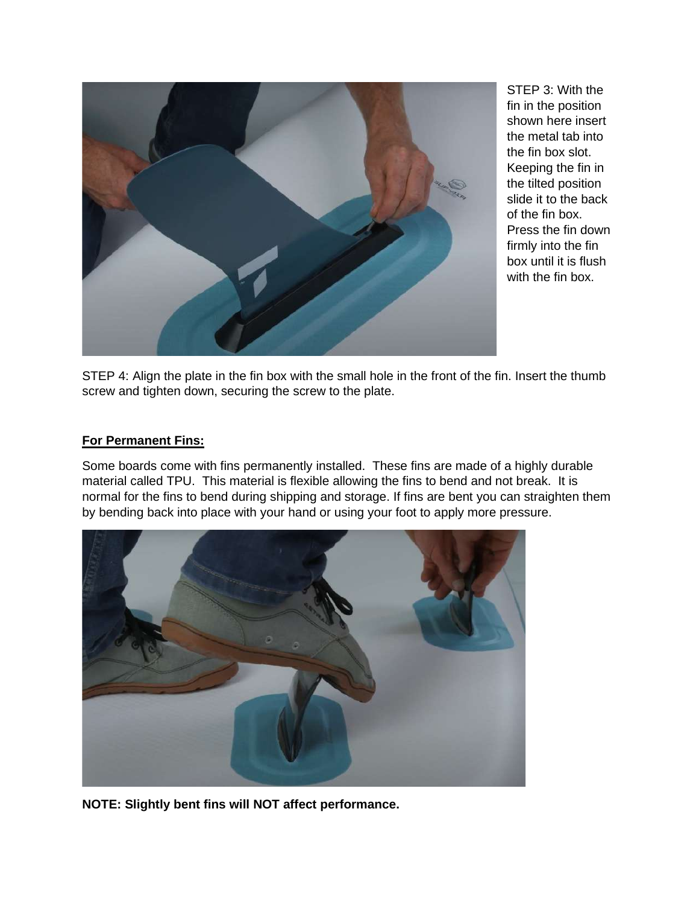STEP 3: With the fin in the position shown here insert the metal tab into the fin box slot. Keeping the fin in the tilted position slide it to the back of the fin box. Press the fin down firmly into the fin box until it is flush with the fin box.

STEP 4: Align the plate in the fin box with the small hole in the front of the fin. Insert the thumb screw and tighten down, securing the screw to the plate.

**For Permanent Fins:**

Some boards come with fins permanently installed. These fins are made of a highly durable material called TPU. This material is flexible allowing the fins to bend and not break. It is normal for the fins to bend during shipping and storage. If fins are bent you can straighten them by bending back into place with your hand or using your foot to apply more pressure.

**NOTE: Slightly bent fins will NOT affect performance.**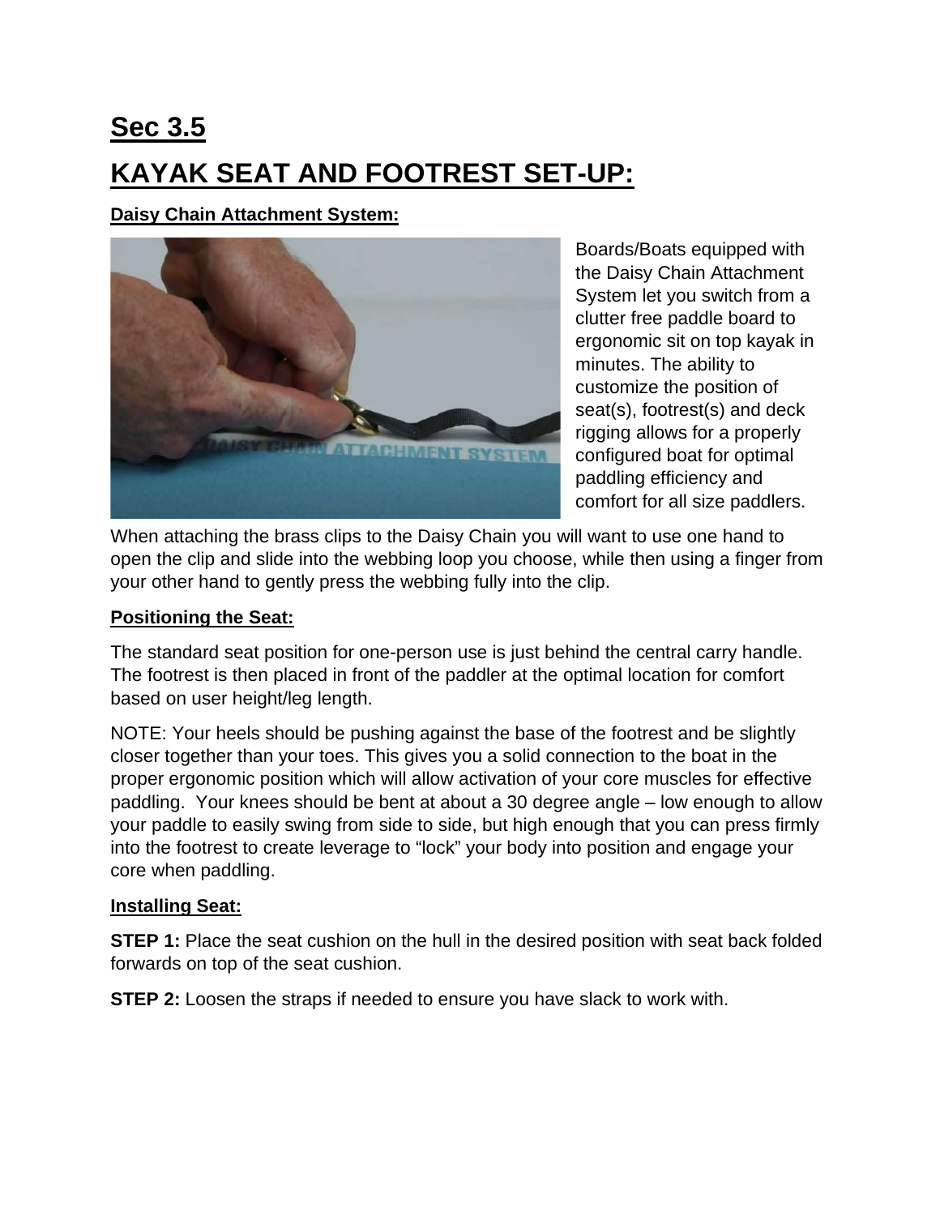# Sec 3.5

# KAYAK SEAT AND FOOTREST SET-UP:

**Daisy Chain Attachment System:**

Boards/Boats equipped with the Daisy Chain Attachment System let you switch from a clutter free paddle board to ergonomic sit on top kayak in minutes. The ability to customize the position of seat(s), footrest(s) and deck rigging allows for a properly configured boat for optimal paddling efficiency and comfort for all size paddlers.

When attaching the brass clips to the Daisy Chain you will want to use one hand to open the clip and slide into the webbing loop you choose, while then using a finger from your other hand to gently press the webbing fully into the clip.

**Positioning the Seat:**

The standard seat position for one-person use is just behind the central carry handle. The footrest is then placed in front of the paddler at the optimal location for comfort based on user height/leg length.

NOTE: Your heels should be pushing against the base of the footrest and be slightly closer together than your toes. This gives you a solid connection to the boat in the proper ergonomic position which will allow activation of your core muscles for effective paddling. Your knees should be bent at about a 30 degree angle – low enough to allow your paddle to easily swing from side to side, but high enough that you can press firmly into the footrest to create leverage to "lock" your body into position and engage your core when paddling.

**Installing Seat:**

**STEP 1:** Place the seat cushion on the hull in the desired position with seat back folded forwards on top of the seat cushion.

**STEP 2:** Loosen the straps if needed to ensure you have slack to work with.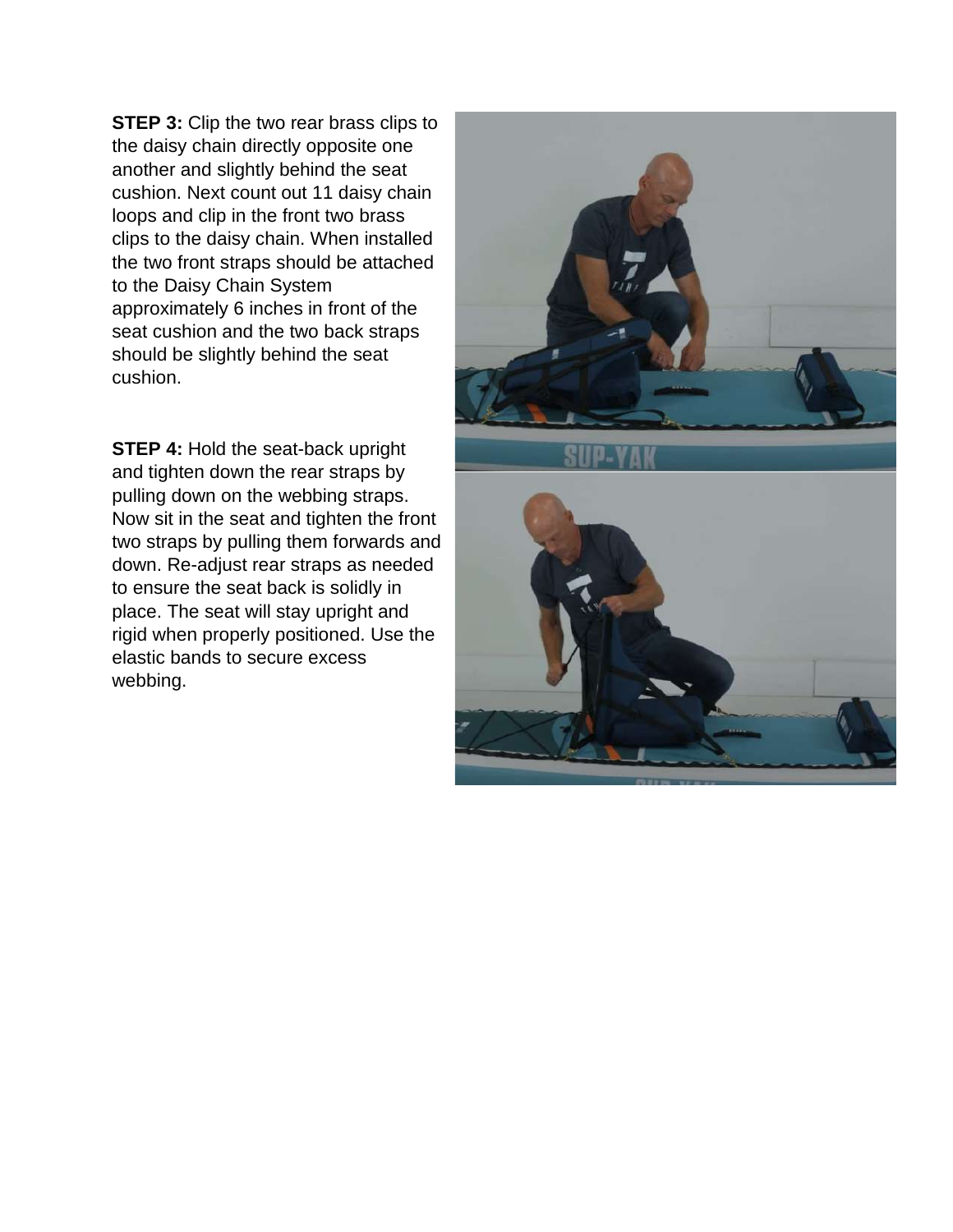**STEP 3:** Clip the two rear brass clips to the daisy chain directly opposite one another and slightly behind the seat cushion. Next count out 11 daisy chain loops and clip in the front two brass clips to the daisy chain. When installed the two front straps should be attached to the Daisy Chain System approximately 6 inches in front of the seat cushion and the two back straps should be slightly behind the seat cushion.

**STEP 4:** Hold the seat-back upright and tighten down the rear straps by pulling down on the webbing straps. Now sit in the seat and tighten the front two straps by pulling them forwards and down. Re-adjust rear straps as needed to ensure the seat back is solidly in place. The seat will stay upright and rigid when properly positioned. Use the elastic bands to secure excess webbing.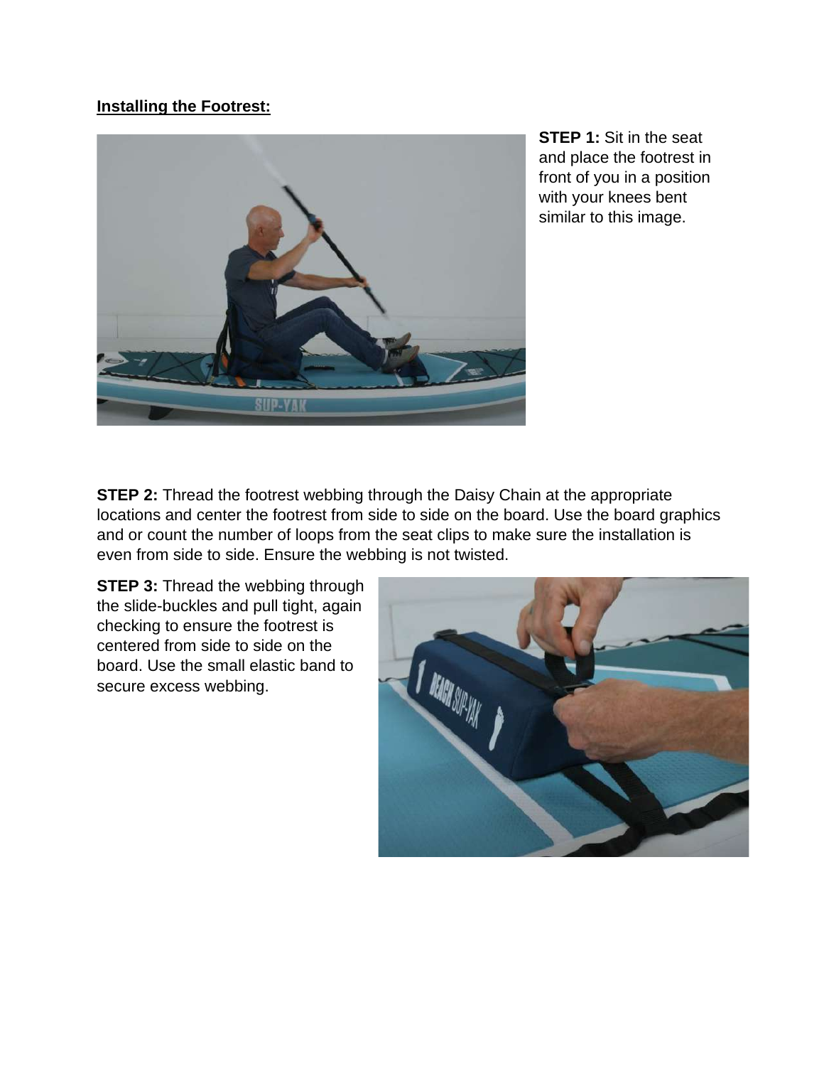**Installing the Footrest:**

**STEP 1:** Sit in the seat and place the footrest in front of you in a position with your knees bent similar to this image.

**STEP 2:** Thread the footrest webbing through the Daisy Chain at the appropriate locations and center the footrest from side to side on the board. Use the board graphics and or count the number of loops from the seat clips to make sure the installation is even from side to side. Ensure the webbing is not twisted.

**STEP 3:** Thread the webbing through the slide-buckles and pull tight, again checking to ensure the footrest is centered from side to side on the board. Use the small elastic band to secure excess webbing.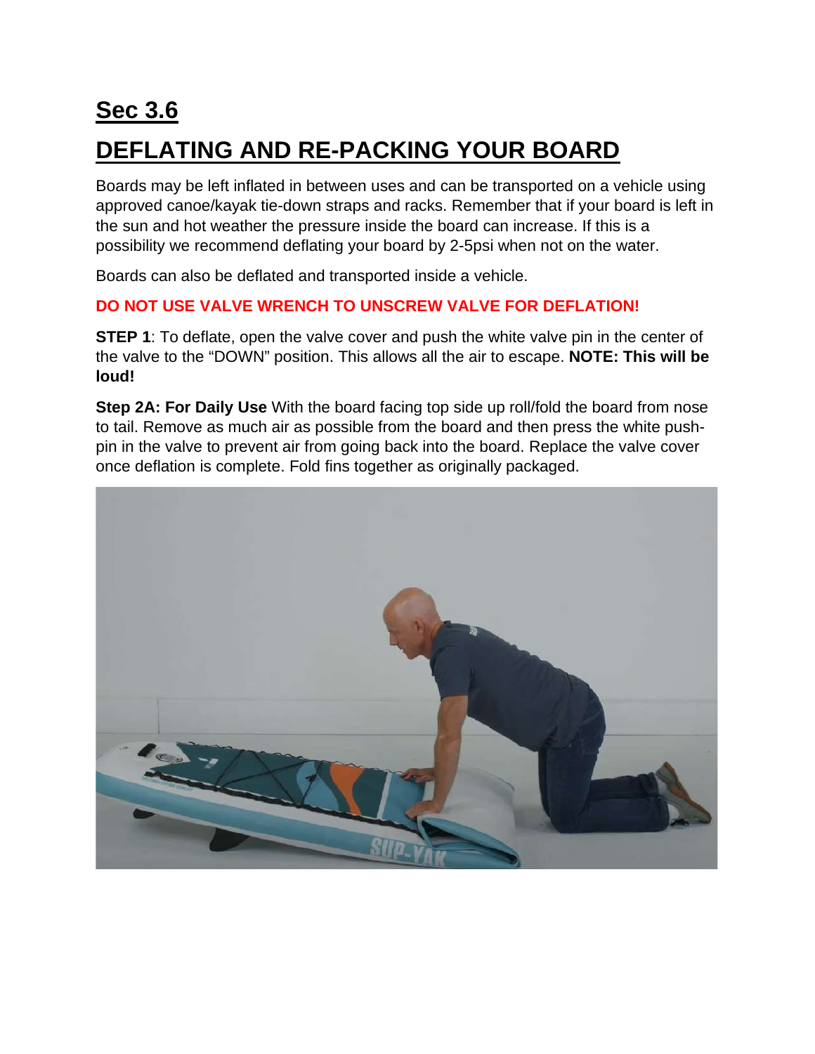# Sec 3.6

# DEFLATING AND RE-PACKING YOUR BOARD

Boards may be left inflated in between uses and can be transported on a vehicle using approved canoe/kayak tie-down straps and racks. Remember that if your board is left in the sun and hot weather the pressure inside the board can increase. If this is a possibility we recommend deflating your board by 2-5psi when not on the water.

Boards can also be deflated and transported inside a vehicle.

**DO NOT USE VALVE WRENCH TO UNSCREW VALVE FOR DEFLATION!**

**STEP 1**: To deflate, open the valve cover and push the white valve pin in the center of the valve to the "DOWN" position. This allows all the air to escape. **NOTE: This will be loud!**

**Step 2A: For Daily Use** With the board facing top side up roll/fold the board from nose to tail. Remove as much air as possible from the board and then press the white push-pin in the valve to prevent air from going back into the board. Replace the valve cover once deflation is complete. Fold fins together as originally packaged.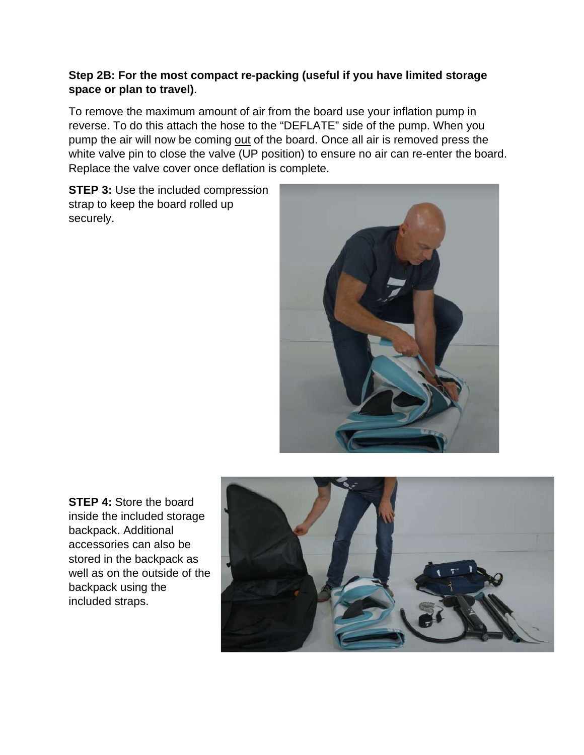**Step 2B: For the most compact re-packing (useful if you have limited storage space or plan to travel)**.

To remove the maximum amount of air from the board use your inflation pump in reverse. To do this attach the hose to the "DEFLATE" side of the pump. When you pump the air will now be coming out of the board. Once all air is removed press the white valve pin to close the valve (UP position) to ensure no air can re-enter the board. Replace the valve cover once deflation is complete.

**STEP 3:** Use the included compression strap to keep the board rolled up securely.

**STEP 4:** Store the board inside the included storage backpack. Additional accessories can also be stored in the backpack as well as on the outside of the backpack using the included straps.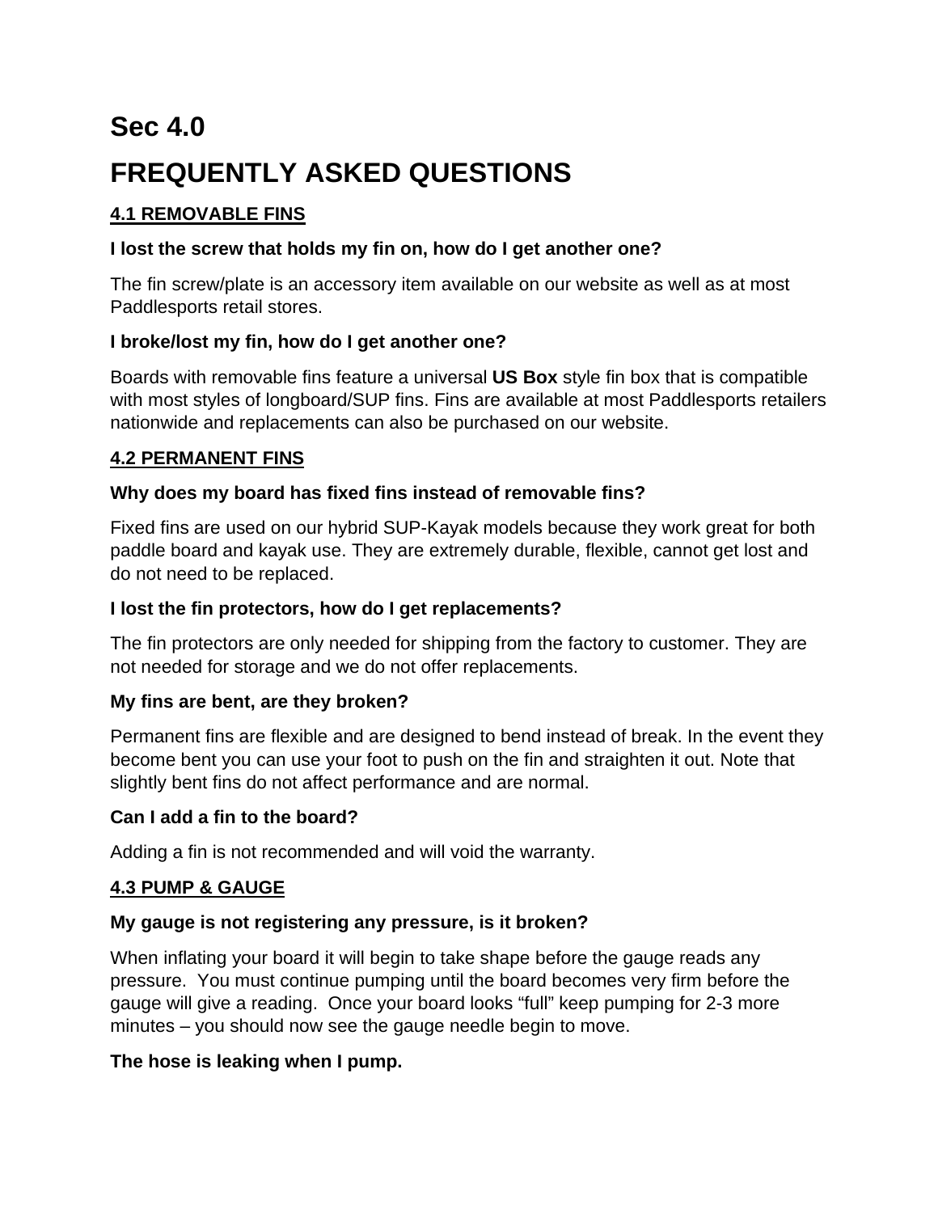# Sec 4.0

# FREQUENTLY ASKED QUESTIONS

## 4.1 REMOVABLE FINS

**I lost the screw that holds my fin on, how do I get another one?**

The fin screw/plate is an accessory item available on our website as well as at most Paddlesports retail stores.

**I broke/lost my fin, how do I get another one?**

Boards with removable fins feature a universal **US Box** style fin box that is compatible with most styles of longboard/SUP fins. Fins are available at most Paddlesports retailers nationwide and replacements can also be purchased on our website.

## 4.2 PERMANENT FINS

**Why does my board has fixed fins instead of removable fins?**

Fixed fins are used on our hybrid SUP-Kayak models because they work great for both paddle board and kayak use. They are extremely durable, flexible, cannot get lost and do not need to be replaced.

**I lost the fin protectors, how do I get replacements?**

The fin protectors are only needed for shipping from the factory to customer. They are not needed for storage and we do not offer replacements.

**My fins are bent, are they broken?**

Permanent fins are flexible and are designed to bend instead of break. In the event they become bent you can use your foot to push on the fin and straighten it out. Note that slightly bent fins do not affect performance and are normal.

**Can I add a fin to the board?**

Adding a fin is not recommended and will void the warranty.

## 4.3 PUMP & GAUGE

**My gauge is not registering any pressure, is it broken?**

When inflating your board it will begin to take shape before the gauge reads any pressure. You must continue pumping until the board becomes very firm before the gauge will give a reading. Once your board looks "full" keep pumping for 2-3 more minutes – you should now see the gauge needle begin to move.

**The hose is leaking when I pump.**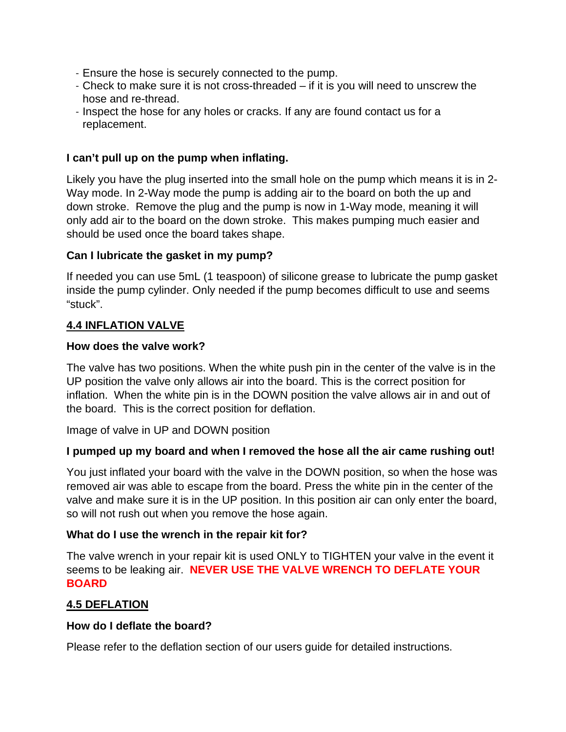- Ensure the hose is securely connected to the pump.
- Check to make sure it is not cross-threaded – if it is you will need to unscrew the hose and re-thread.
- Inspect the hose for any holes or cracks. If any are found contact us for a replacement.

**I can't pull up on the pump when inflating.**

Likely you have the plug inserted into the small hole on the pump which means it is in 2-Way mode. In 2-Way mode the pump is adding air to the board on both the up and down stroke. Remove the plug and the pump is now in 1-Way mode, meaning it will only add air to the board on the down stroke. This makes pumping much easier and should be used once the board takes shape.

**Can I lubricate the gasket in my pump?**

If needed you can use 5mL (1 teaspoon) of silicone grease to lubricate the pump gasket inside the pump cylinder. Only needed if the pump becomes difficult to use and seems "stuck".

## 4.4 INFLATION VALVE

**How does the valve work?**

The valve has two positions. When the white push pin in the center of the valve is in the UP position the valve only allows air into the board. This is the correct position for inflation. When the white pin is in the DOWN position the valve allows air in and out of the board. This is the correct position for deflation.

Image of valve in UP and DOWN position

**I pumped up my board and when I removed the hose all the air came rushing out!**

You just inflated your board with the valve in the DOWN position, so when the hose was removed air was able to escape from the board. Press the white pin in the center of the valve and make sure it is in the UP position. In this position air can only enter the board, so will not rush out when you remove the hose again.

**What do I use the wrench in the repair kit for?**

The valve wrench in your repair kit is used ONLY to TIGHTEN your valve in the event it seems to be leaking air. **NEVER USE THE VALVE WRENCH TO DEFLATE YOUR BOARD**

## 4.5 DEFLATION

**How do I deflate the board?**

Please refer to the deflation section of our users guide for detailed instructions.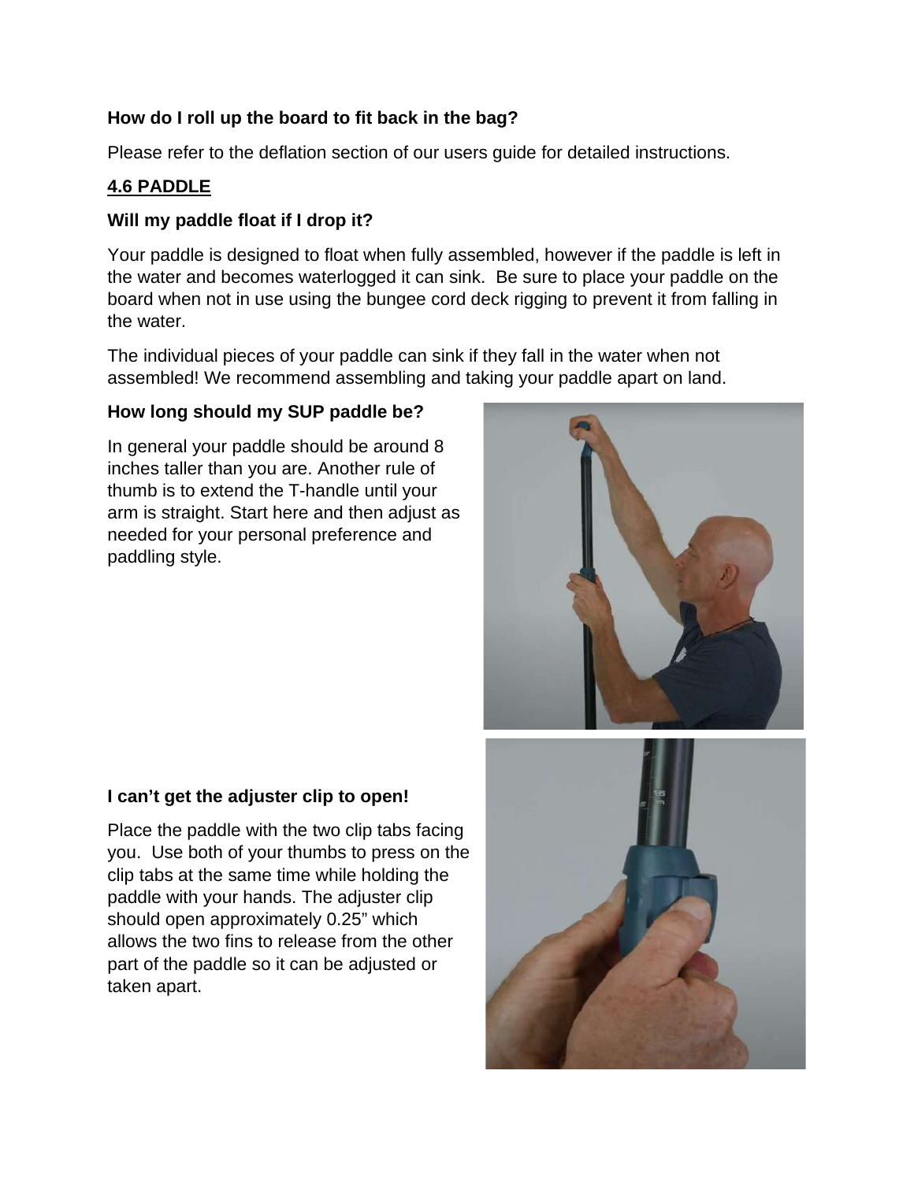**How do I roll up the board to fit back in the bag?**

Please refer to the deflation section of our users guide for detailed instructions.

## 4.6 PADDLE

**Will my paddle float if I drop it?**

Your paddle is designed to float when fully assembled, however if the paddle is left in the water and becomes waterlogged it can sink. Be sure to place your paddle on the board when not in use using the bungee cord deck rigging to prevent it from falling in the water.

The individual pieces of your paddle can sink if they fall in the water when not assembled! We recommend assembling and taking your paddle apart on land.

**How long should my SUP paddle be?**

In general your paddle should be around 8 inches taller than you are. Another rule of thumb is to extend the T-handle until your arm is straight. Start here and then adjust as needed for your personal preference and paddling style.

**I can't get the adjuster clip to open!**

Place the paddle with the two clip tabs facing you. Use both of your thumbs to press on the clip tabs at the same time while holding the paddle with your hands. The adjuster clip should open approximately 0.25" which allows the two fins to release from the other part of the paddle so it can be adjusted or taken apart.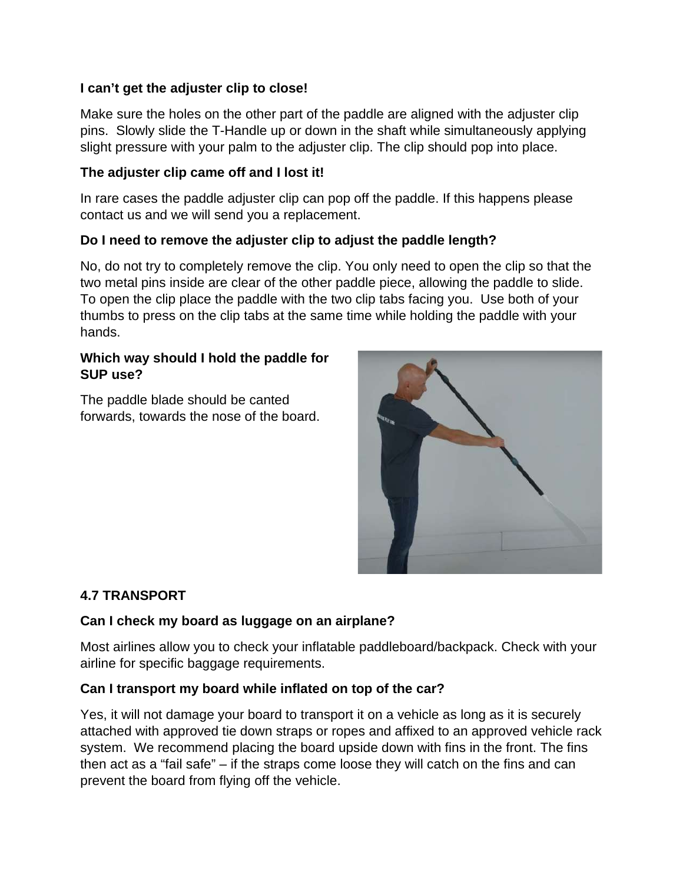**I can't get the adjuster clip to close!**

Make sure the holes on the other part of the paddle are aligned with the adjuster clip pins. Slowly slide the T-Handle up or down in the shaft while simultaneously applying slight pressure with your palm to the adjuster clip. The clip should pop into place.

**The adjuster clip came off and I lost it!**

In rare cases the paddle adjuster clip can pop off the paddle. If this happens please contact us and we will send you a replacement.

**Do I need to remove the adjuster clip to adjust the paddle length?**

No, do not try to completely remove the clip. You only need to open the clip so that the two metal pins inside are clear of the other paddle piece, allowing the paddle to slide. To open the clip place the paddle with the two clip tabs facing you. Use both of your thumbs to press on the clip tabs at the same time while holding the paddle with your hands.

**Which way should I hold the paddle for SUP use?**

The paddle blade should be canted forwards, towards the nose of the board.

## 4.7 TRANSPORT

**Can I check my board as luggage on an airplane?**

Most airlines allow you to check your inflatable paddleboard/backpack. Check with your airline for specific baggage requirements.

**Can I transport my board while inflated on top of the car?**

Yes, it will not damage your board to transport it on a vehicle as long as it is securely attached with approved tie down straps or ropes and affixed to an approved vehicle rack system. We recommend placing the board upside down with fins in the front. The fins then act as a "fail safe" – if the straps come loose they will catch on the fins and can prevent the board from flying off the vehicle.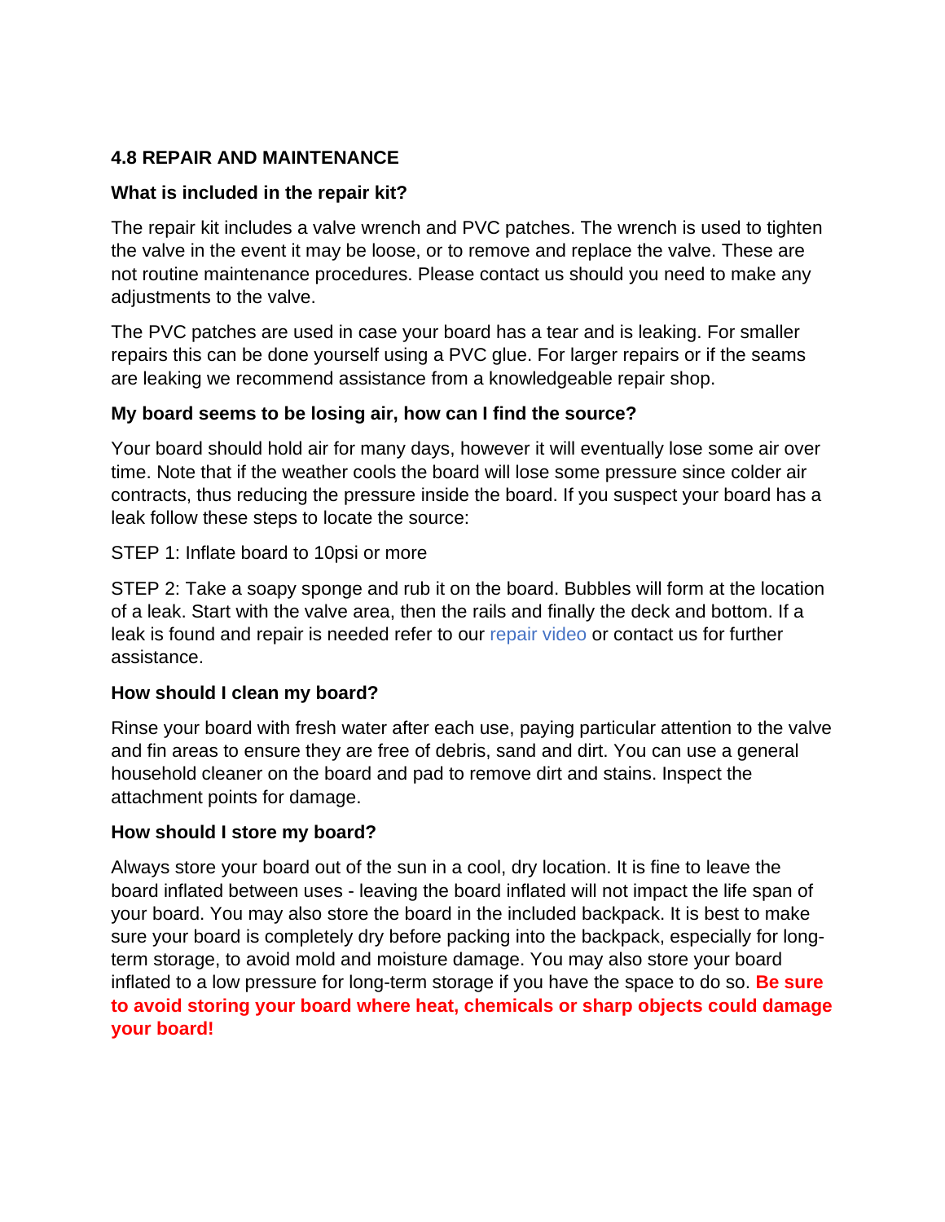## 4.8 REPAIR AND MAINTENANCE

**What is included in the repair kit?**

The repair kit includes a valve wrench and PVC patches. The wrench is used to tighten the valve in the event it may be loose, or to remove and replace the valve. These are not routine maintenance procedures. Please contact us should you need to make any adjustments to the valve.

The PVC patches are used in case your board has a tear and is leaking. For smaller repairs this can be done yourself using a PVC glue. For larger repairs or if the seams are leaking we recommend assistance from a knowledgeable repair shop.

**My board seems to be losing air, how can I find the source?**

Your board should hold air for many days, however it will eventually lose some air over time. Note that if the weather cools the board will lose some pressure since colder air contracts, thus reducing the pressure inside the board. If you suspect your board has a leak follow these steps to locate the source:

STEP 1: Inflate board to 10psi or more

STEP 2: Take a soapy sponge and rub it on the board. Bubbles will form at the location of a leak. Start with the valve area, then the rails and finally the deck and bottom. If a leak is found and repair is needed refer to our repair video or contact us for further assistance.

**How should I clean my board?**

Rinse your board with fresh water after each use, paying particular attention to the valve and fin areas to ensure they are free of debris, sand and dirt. You can use a general household cleaner on the board and pad to remove dirt and stains. Inspect the attachment points for damage.

**How should I store my board?**

Always store your board out of the sun in a cool, dry location. It is fine to leave the board inflated between uses - leaving the board inflated will not impact the life span of your board. You may also store the board in the included backpack. It is best to make sure your board is completely dry before packing into the backpack, especially for long-term storage, to avoid mold and moisture damage. You may also store your board inflated to a low pressure for long-term storage if you have the space to do so. **Be sure to avoid storing your board where heat, chemicals or sharp objects could damage your board!**